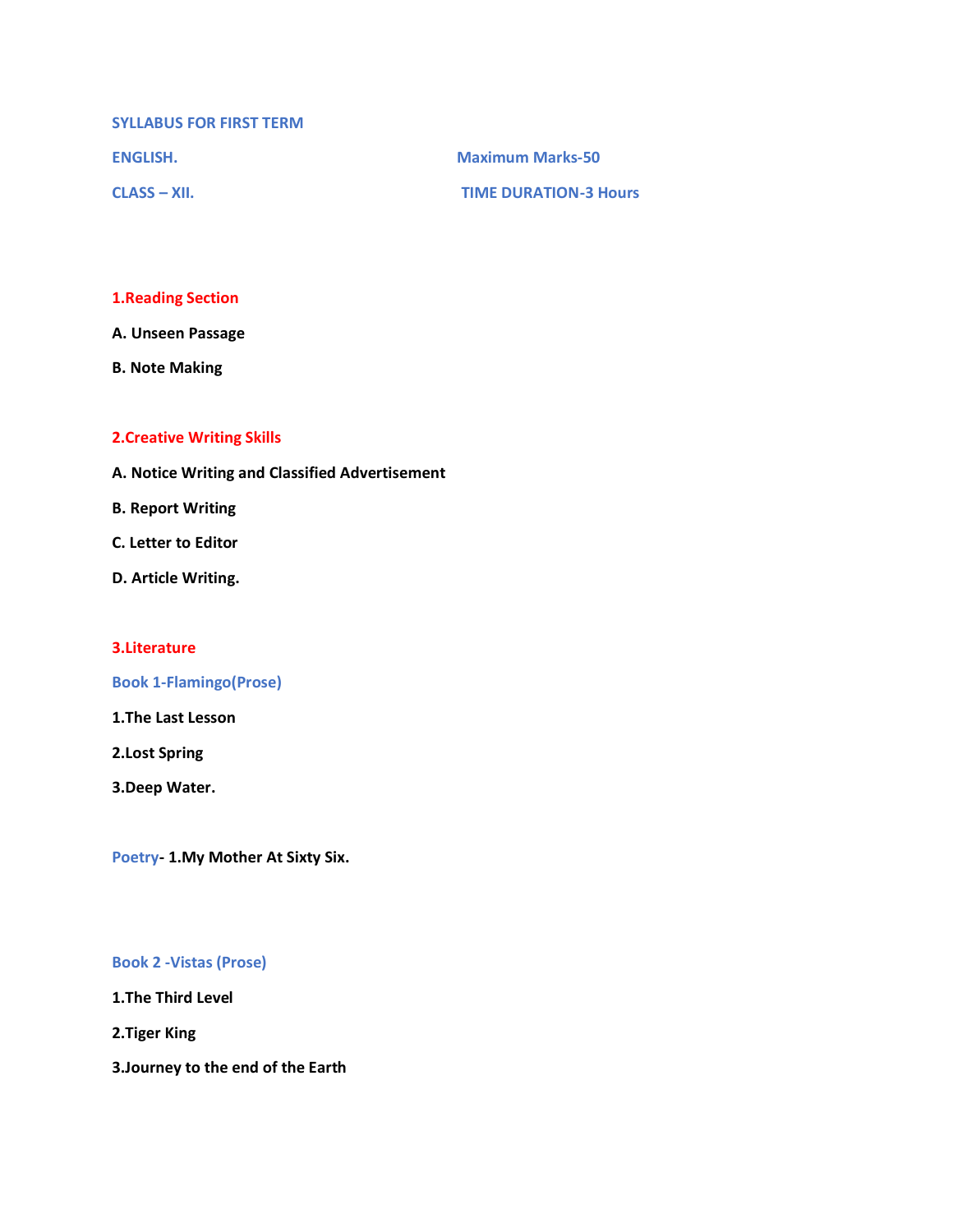# SYLLABUS FOR FIRST TERM

**ENGLISH.** **Maximum Marks-50**

**CLASS – XII.** **TIME DURATION-3 Hours**

## 1.Reading Section

**A. Unseen Passage**

**B. Note Making**

## 2.Creative Writing Skills

**A. Notice Writing and Classified Advertisement**

**B. Report Writing**

**C. Letter to Editor**

**D. Article Writing.**

## 3.Literature

### Book 1-Flamingo(Prose)

**1.The Last Lesson**

**2.Lost Spring**

**3.Deep Water.**

**Poetry- 1.My Mother At Sixty Six.**

### Book 2 -Vistas (Prose)

**1.The Third Level**

**2.Tiger King**

**3.Journey to the end of the Earth**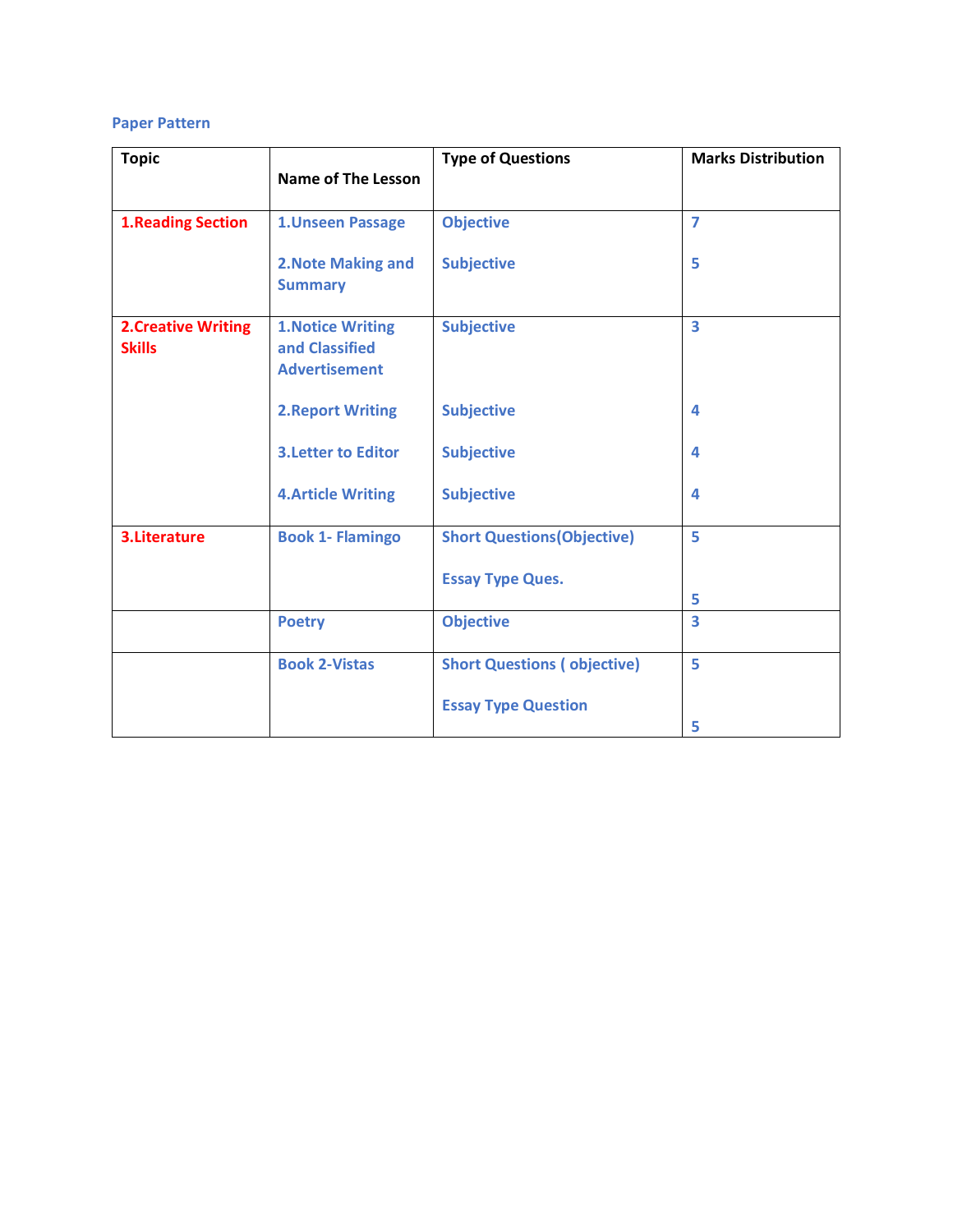## Paper Pattern

| Topic | Name of The Lesson | Type of Questions | Marks Distribution |
|---|---|---|---|
| 1.Reading Section | 1.Unseen Passage | Objective | 7 |
| | 2.Note Making and Summary | Subjective | 5 |
| 2.Creative Writing Skills | 1.Notice Writing and Classified Advertisement | Subjective | 3 |
| | 2.Report Writing | Subjective | 4 |
| | 3.Letter to Editor | Subjective | 4 |
| | 4.Article Writing | Subjective | 4 |
| 3.Literature | Book 1- Flamingo | Short Questions(Objective) | 5 |
| | | Essay Type Ques. | 5 |
| | Poetry | Objective | 3 |
| | Book 2-Vistas | Short Questions ( objective) | 5 |
| | | Essay Type Question | 5 |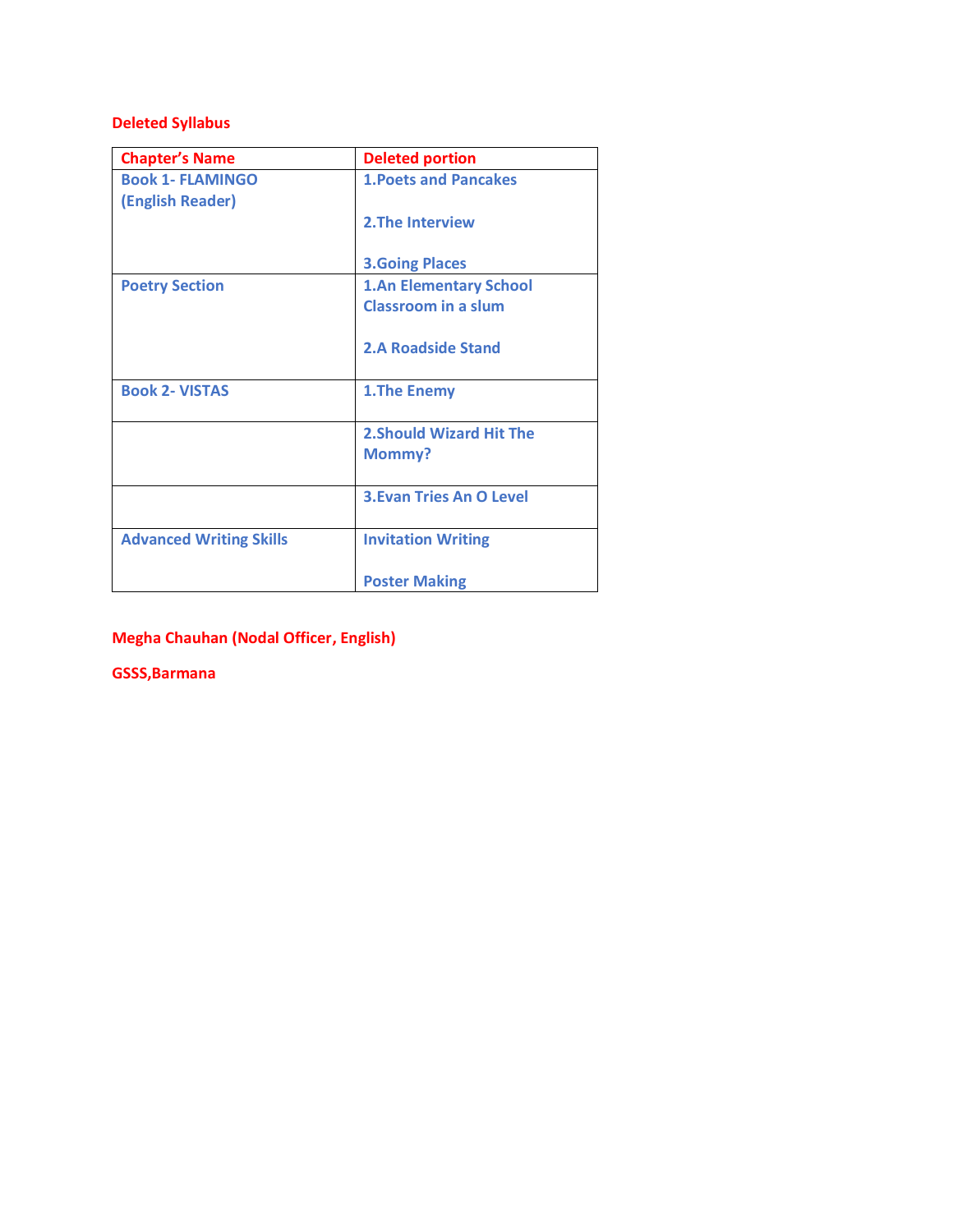**Deleted Syllabus**

| Chapter's Name | Deleted portion |
| --- | --- |
| Book 1- FLAMINGO (English Reader) | 1.Poets and Pancakes<br><br>2.The Interview<br><br>3.Going Places |
| Poetry Section | 1.An Elementary School Classroom in a slum<br><br>2.A Roadside Stand |
| Book 2- VISTAS | 1.The Enemy |
| | 2.Should Wizard Hit The Mommy? |
| | 3.Evan Tries An O Level |
| Advanced Writing Skills | Invitation Writing<br><br>Poster Making |

**Megha Chauhan (Nodal Officer, English)**

**GSSS,Barmana**